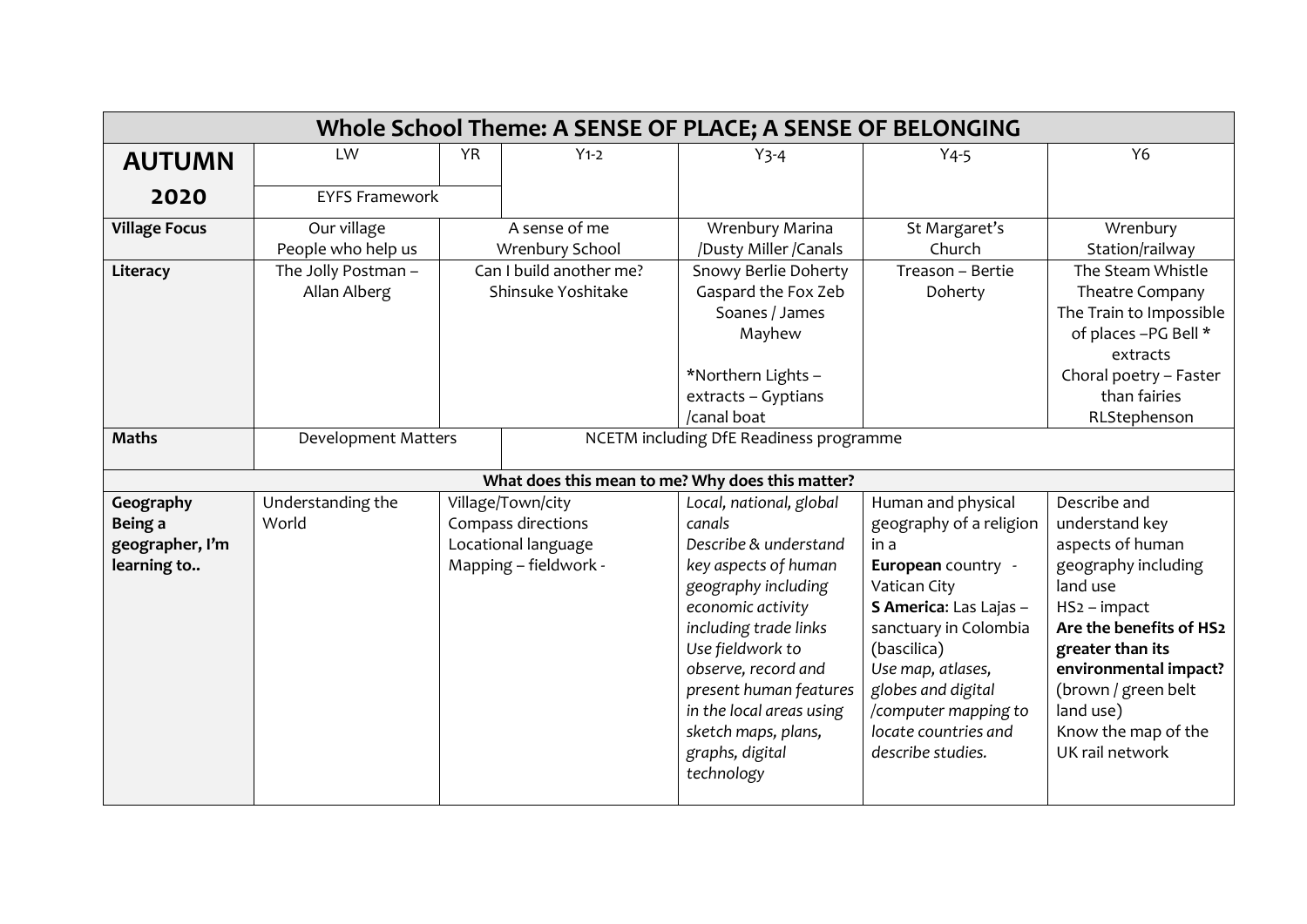| Whole School Theme: A SENSE OF PLACE; A SENSE OF BELONGING | | | | | | |
|---|---|---|---|---|---|---|
| **AUTUMN 2020** | LW | YR | Y1-2 | Y3-4 | Y4-5 | Y6 |
| | EYFS Framework | | | | | |
| **Village Focus** | Our village<br>People who help us | A sense of me<br>Wrenbury School | | Wrenbury Marina /Dusty Miller /Canals | St Margaret's Church | Wrenbury Station/railway |
| **Literacy** | The Jolly Postman – Allan Alberg | Can I build another me?<br>Shinsuke Yoshitake | | Snowy Berlie Doherty<br>Gaspard the Fox Zeb Soanes / James Mayhew<br><br>*Northern Lights – extracts – Gyptians /canal boat | Treason – Bertie Doherty | The Steam Whistle Theatre Company<br>The Train to Impossible of places –PG Bell * extracts<br>Choral poetry – Faster than fairies RLStephenson |
| **Maths** | Development Matters | | NCETM including DfE Readiness programme | | | |
| What does this mean to me? Why does this matter? | | | | | | |
| **Geography Being a geographer, I'm learning to..** | Understanding the World | Village/Town/city<br>Compass directions<br>Locational language<br>Mapping – fieldwork - | | *Local, national, global canals*<br>*Describe & understand key aspects of human geography including economic activity including trade links*<br>*Use fieldwork to observe, record and present human features in the local areas using sketch maps, plans, graphs, digital technology* | Human and physical geography of a religion in a<br>**European** country - Vatican City<br>**S America**: Las Lajas – sanctuary in Colombia (bascilica)<br>*Use map, atlases, globes and digital /computer mapping to locate countries and describe studies.* | Describe and understand key aspects of human geography including land use<br>HS2 – impact<br>**Are the benefits of HS2 greater than its environmental impact?**<br>(brown / green belt land use)<br>Know the map of the UK rail network |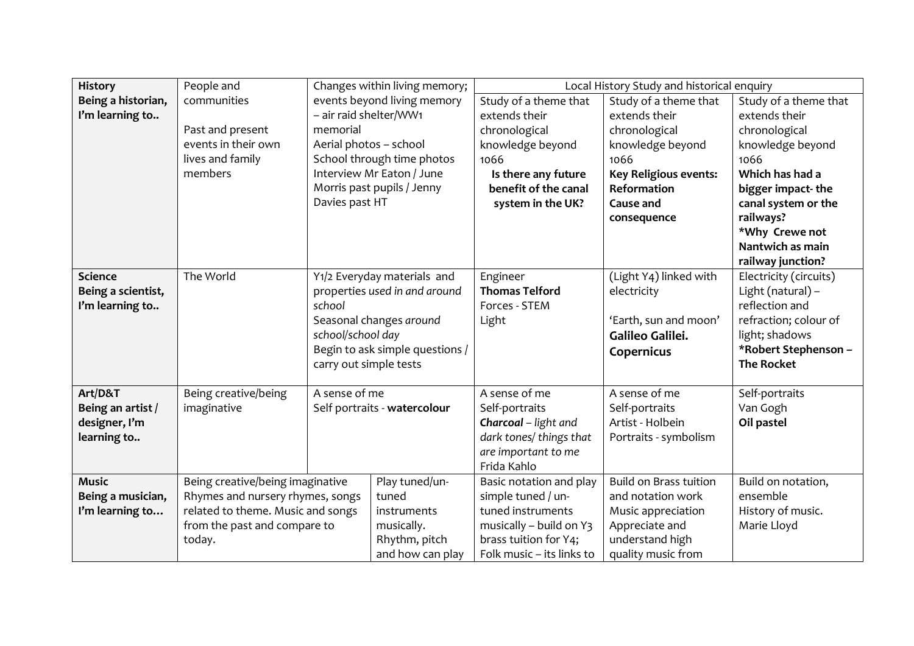| History<br>**Being a historian, I'm learning to..** | People and communities<br><br>Past and present events in their own lives and family members | Changes within living memory; events beyond living memory – air raid shelter/WW1 memorial<br>Aerial photos – school<br>School through time photos<br>Interview Mr Eaton / June Morris past pupils / Jenny Davies past HT | Local History Study and historical enquiry | | |
|---|---|---|---|---|---|
| | | | Study of a theme that extends their chronological knowledge beyond 1066<br>**Is there any future benefit of the canal system in the UK?** | Study of a theme that extends their chronological knowledge beyond 1066<br>**Key Religious events: Reformation**<br>**Cause and consequence** | Study of a theme that extends their chronological knowledge beyond 1066<br>**Which has had a bigger impact- the canal system or the railways?**<br>**\*Why Crewe not Nantwich as main railway junction?** |
| **Science**<br>**Being a scientist, I'm learning to..** | The World | Y1/2 Everyday materials and properties *used in and around school*<br>Seasonal changes *around school/school day*<br>Begin to ask simple questions / carry out simple tests | Engineer<br>**Thomas Telford**<br>Forces - STEM<br>Light | (Light Y4) linked with electricity<br><br>'Earth, sun and moon'<br>**Galileo Galilei.**<br>**Copernicus** | Electricity (circuits)<br>Light (natural) – reflection and refraction; colour of light; shadows<br>**\*Robert Stephenson – The Rocket** |
| **Art/D&T**<br>**Being an artist / designer, I'm learning to..** | Being creative/being imaginative | A sense of me<br>Self portraits - **watercolour** | A sense of me<br>Self-portraits<br>***Charcoal*** *– light and dark tones/ things that are important to me*<br>Frida Kahlo | A sense of me<br>Self-portraits<br>Artist - Holbein<br>Portraits - symbolism | Self-portraits<br>Van Gogh<br>**Oil pastel** |
| **Music**<br>**Being a musician, I'm learning to…** | Being creative/being imaginative<br>Rhymes and nursery rhymes, songs related to theme. Music and songs from the past and compare to today. | Play tuned/un-tuned instruments musically.<br>Rhythm, pitch and how can play | Basic notation and play simple tuned / un-tuned instruments musically – build on Y3 brass tuition for Y4;<br>Folk music – its links to | Build on Brass tuition and notation work<br>Music appreciation<br>Appreciate and understand high quality music from | Build on notation, ensemble<br>History of music.<br>Marie Lloyd |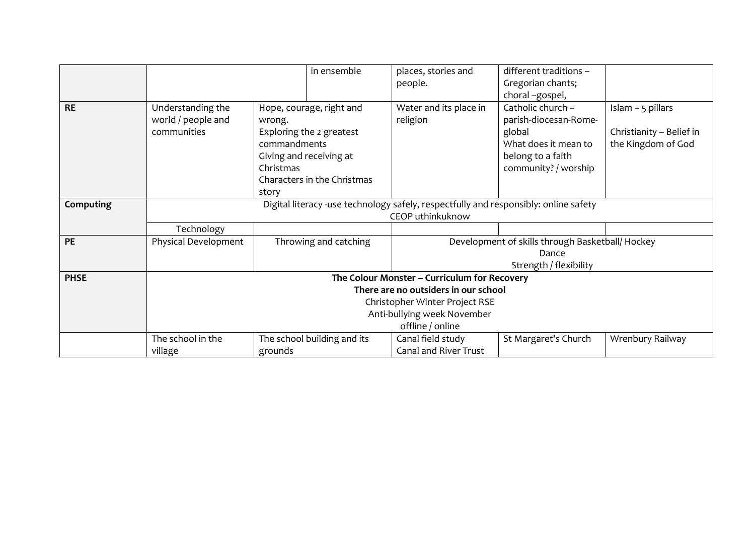| | | | | | | |
|---|---|---|---|---|---|---|
| | | | in ensemble | places, stories and people. | different traditions – Gregorian chants; choral –gospel, | |
| **RE** | Understanding the world / people and communities | Hope, courage, right and wrong.<br>Exploring the 2 greatest commandments<br>Giving and receiving at Christmas<br>Characters in the Christmas story | | Water and its place in religion | Catholic church – parish-diocesan-Rome-global<br>What does it mean to belong to a faith community? / worship | Islam – 5 pillars<br><br>Christianity – Belief in the Kingdom of God |
| **Computing** | Digital literacy -use technology safely, respectfully and responsibly: online safety<br>CEOP uthinkuknow | | | | | |
| | Technology | | | | | |
| **PE** | Physical Development | Throwing and catching | | Development of skills through Basketball/ Hockey<br>Dance<br>Strength / flexibility | | |
| **PHSE** | **The Colour Monster – Curriculum for Recovery**<br>**There are no outsiders in our school**<br>Christopher Winter Project RSE<br>Anti-bullying week November<br>offline / online | | | | | |
| | The school in the village | The school building and its grounds | | Canal field study<br>Canal and River Trust | St Margaret's Church | Wrenbury Railway |